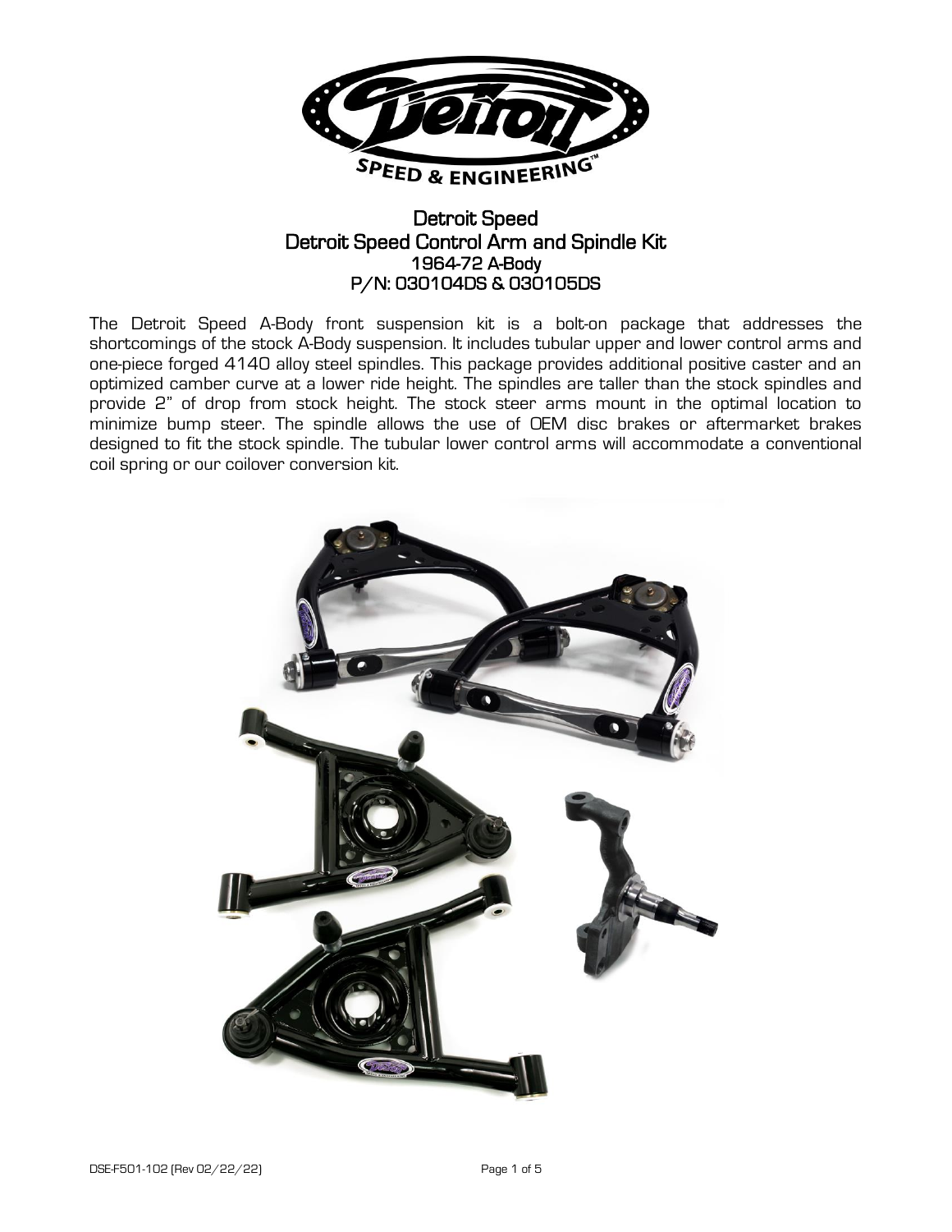# Detroit Speed
## Detroit Speed Control Arm and Spindle Kit
### 1964-72 A-Body
### P/N: 030104DS & 030105DS

The Detroit Speed A-Body front suspension kit is a bolt-on package that addresses the shortcomings of the stock A-Body suspension. It includes tubular upper and lower control arms and one-piece forged 4140 alloy steel spindles. This package provides additional positive caster and an optimized camber curve at a lower ride height. The spindles are taller than the stock spindles and provide 2" of drop from stock height. The stock steer arms mount in the optimal location to minimize bump steer. The spindle allows the use of OEM disc brakes or aftermarket brakes designed to fit the stock spindle. The tubular lower control arms will accommodate a conventional coil spring or our coilover conversion kit.

DSE-F501-102 (Rev 02/22/22)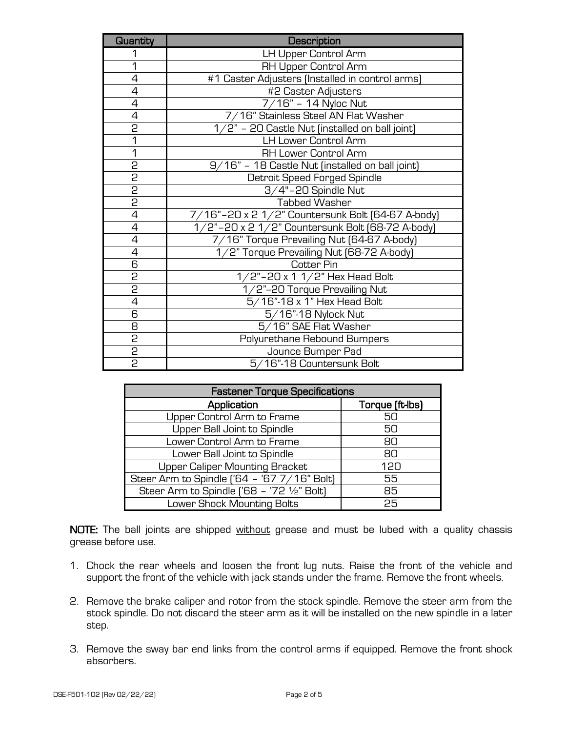| Quantity | Description |
|---|---|
| 1 | LH Upper Control Arm |
| 1 | RH Upper Control Arm |
| 4 | #1 Caster Adjusters (Installed in control arms) |
| 4 | #2 Caster Adjusters |
| 4 | 7/16" – 14 Nyloc Nut |
| 4 | 7/16" Stainless Steel AN Flat Washer |
| 2 | 1/2" – 20 Castle Nut (installed on ball joint) |
| 1 | LH Lower Control Arm |
| 1 | RH Lower Control Arm |
| 2 | 9/16" – 18 Castle Nut (installed on ball joint) |
| 2 | Detroit Speed Forged Spindle |
| 2 | 3/4"-20 Spindle Nut |
| 2 | Tabbed Washer |
| 4 | 7/16"-20 x 2 1/2" Countersunk Bolt (64-67 A-body) |
| 4 | 1/2"-20 x 2 1/2" Countersunk Bolt (68-72 A-body) |
| 4 | 7/16" Torque Prevailing Nut (64-67 A-body) |
| 4 | 1/2" Torque Prevailing Nut (68-72 A-body) |
| 6 | Cotter Pin |
| 2 | 1/2"-20 x 1 1/2" Hex Head Bolt |
| 2 | 1/2"-20 Torque Prevailing Nut |
| 4 | 5/16"-18 x 1" Hex Head Bolt |
| 6 | 5/16"-18 Nylock Nut |
| 8 | 5/16" SAE Flat Washer |
| 2 | Polyurethane Rebound Bumpers |
| 2 | Jounce Bumper Pad |
| 2 | 5/16"-18 Countersunk Bolt |

| Fastener Torque Specifications | |
|---|---|
| Application | Torque (ft-lbs) |
| Upper Control Arm to Frame | 50 |
| Upper Ball Joint to Spindle | 50 |
| Lower Control Arm to Frame | 80 |
| Lower Ball Joint to Spindle | 80 |
| Upper Caliper Mounting Bracket | 120 |
| Steer Arm to Spindle ('64 – '67 7/16" Bolt) | 55 |
| Steer Arm to Spindle ('68 – '72 ½" Bolt) | 85 |
| Lower Shock Mounting Bolts | 25 |

**NOTE:** The ball joints are shipped without grease and must be lubed with a quality chassis grease before use.

1. Chock the rear wheels and loosen the front lug nuts. Raise the front of the vehicle and support the front of the vehicle with jack stands under the frame. Remove the front wheels.

2. Remove the brake caliper and rotor from the stock spindle. Remove the steer arm from the stock spindle. Do not discard the steer arm as it will be installed on the new spindle in a later step.

3. Remove the sway bar end links from the control arms if equipped. Remove the front shock absorbers.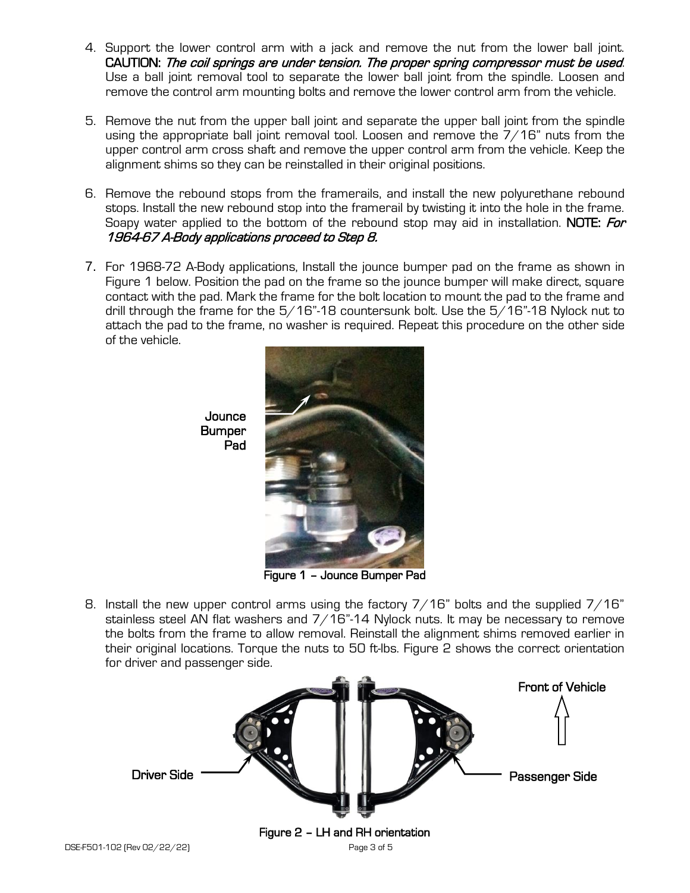4. Support the lower control arm with a jack and remove the nut from the lower ball joint. **CAUTION:** ***The coil springs are under tension. The proper spring compressor must be used***. Use a ball joint removal tool to separate the lower ball joint from the spindle. Loosen and remove the control arm mounting bolts and remove the lower control arm from the vehicle.

5. Remove the nut from the upper ball joint and separate the upper ball joint from the spindle using the appropriate ball joint removal tool. Loosen and remove the 7/16" nuts from the upper control arm cross shaft and remove the upper control arm from the vehicle. Keep the alignment shims so they can be reinstalled in their original positions.

6. Remove the rebound stops from the framerails, and install the new polyurethane rebound stops. Install the new rebound stop into the framerail by twisting it into the hole in the frame. Soapy water applied to the bottom of the rebound stop may aid in installation. **NOTE:** ***For 1964-67 A-Body applications proceed to Step 8.***

7. For 1968-72 A-Body applications, Install the jounce bumper pad on the frame as shown in Figure 1 below. Position the pad on the frame so the jounce bumper will make direct, square contact with the pad. Mark the frame for the bolt location to mount the pad to the frame and drill through the frame for the 5/16"-18 countersunk bolt. Use the 5/16"-18 Nylock nut to attach the pad to the frame, no washer is required. Repeat this procedure on the other side of the vehicle.

Jounce Bumper Pad

**Figure 1 – Jounce Bumper Pad**

8. Install the new upper control arms using the factory 7/16" bolts and the supplied 7/16" stainless steel AN flat washers and 7/16"-14 Nylock nuts. It may be necessary to remove the bolts from the frame to allow removal. Reinstall the alignment shims removed earlier in their original locations. Torque the nuts to 50 ft-lbs. Figure 2 shows the correct orientation for driver and passenger side.

Front of Vehicle

Driver Side

Passenger Side

**Figure 2 – LH and RH orientation**

DSE-F501-102 (Rev 02/22/22)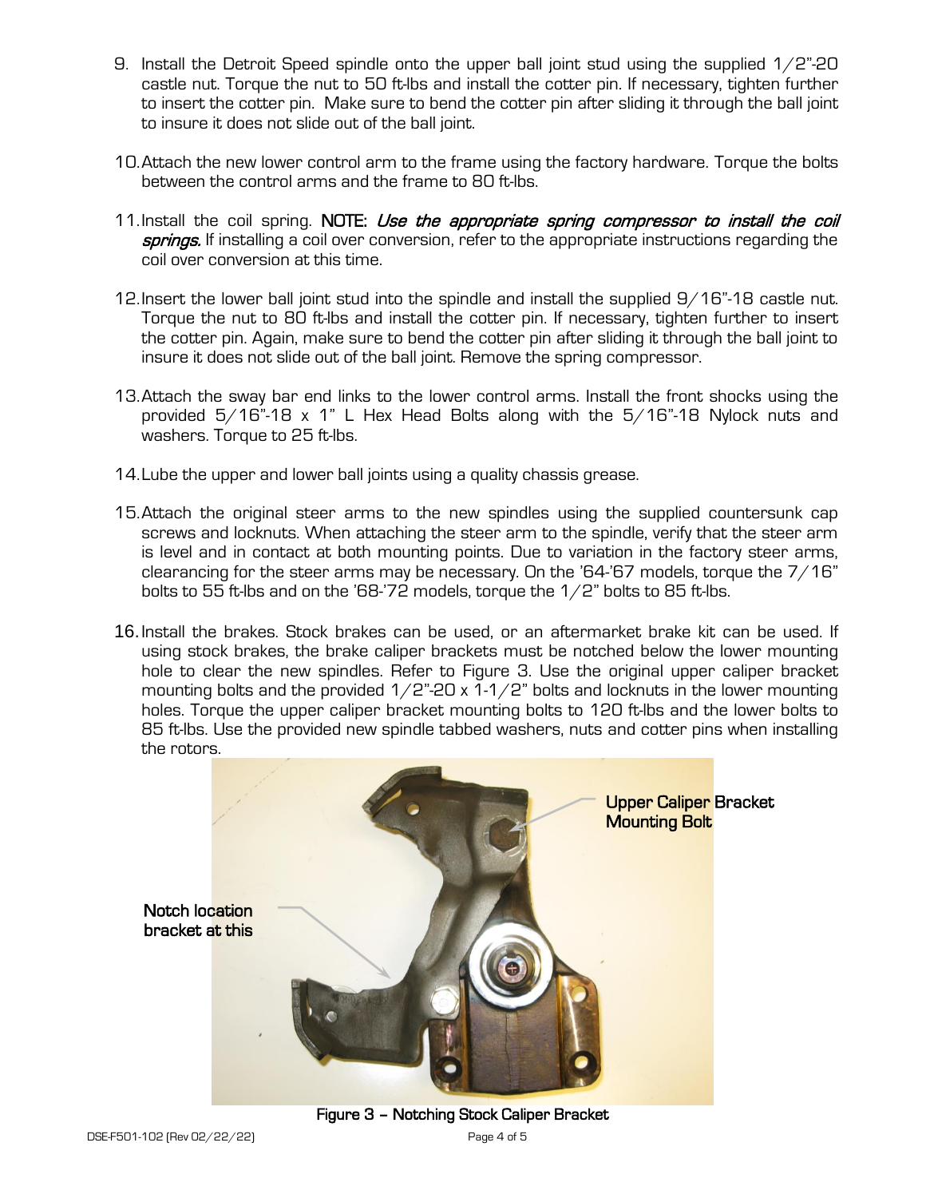9. Install the Detroit Speed spindle onto the upper ball joint stud using the supplied 1/2"-20 castle nut. Torque the nut to 50 ft-lbs and install the cotter pin. If necessary, tighten further to insert the cotter pin. Make sure to bend the cotter pin after sliding it through the ball joint to insure it does not slide out of the ball joint.

10. Attach the new lower control arm to the frame using the factory hardware. Torque the bolts between the control arms and the frame to 80 ft-lbs.

11. Install the coil spring. **NOTE:** ***Use the appropriate spring compressor to install the coil springs.*** If installing a coil over conversion, refer to the appropriate instructions regarding the coil over conversion at this time.

12. Insert the lower ball joint stud into the spindle and install the supplied 9/16"-18 castle nut. Torque the nut to 80 ft-lbs and install the cotter pin. If necessary, tighten further to insert the cotter pin. Again, make sure to bend the cotter pin after sliding it through the ball joint to insure it does not slide out of the ball joint. Remove the spring compressor.

13. Attach the sway bar end links to the lower control arms. Install the front shocks using the provided 5/16"-18 x 1" L Hex Head Bolts along with the 5/16"-18 Nylock nuts and washers. Torque to 25 ft-lbs.

14. Lube the upper and lower ball joints using a quality chassis grease.

15. Attach the original steer arms to the new spindles using the supplied countersunk cap screws and locknuts. When attaching the steer arm to the spindle, verify that the steer arm is level and in contact at both mounting points. Due to variation in the factory steer arms, clearancing for the steer arms may be necessary. On the '64-'67 models, torque the 7/16" bolts to 55 ft-lbs and on the '68-'72 models, torque the 1/2" bolts to 85 ft-lbs.

16. Install the brakes. Stock brakes can be used, or an aftermarket brake kit can be used. If using stock brakes, the brake caliper brackets must be notched below the lower mounting hole to clear the new spindles. Refer to Figure 3. Use the original upper caliper bracket mounting bolts and the provided 1/2"-20 x 1-1/2" bolts and locknuts in the lower mounting holes. Torque the upper caliper bracket mounting bolts to 120 ft-lbs and the lower bolts to 85 ft-lbs. Use the provided new spindle tabbed washers, nuts and cotter pins when installing the rotors.

Upper Caliper Bracket Mounting Bolt

Notch location bracket at this

**Figure 3 – Notching Stock Caliper Bracket**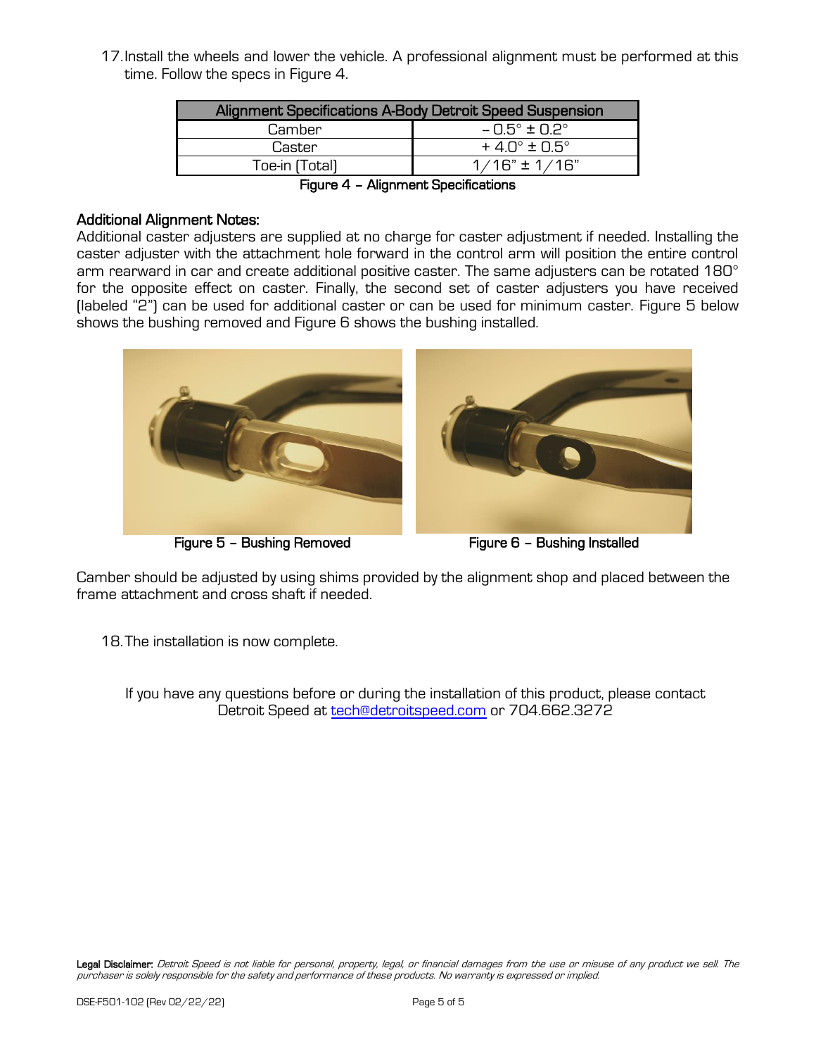17. Install the wheels and lower the vehicle. A professional alignment must be performed at this time. Follow the specs in Figure 4.

| Alignment Specifications A-Body Detroit Speed Suspension | |
|---|---|
| Camber | – 0.5° ± 0.2° |
| Caster | + 4.0° ± 0.5° |
| Toe-in (Total) | 1/16" ± 1/16" |

Figure 4 – Alignment Specifications

**Additional Alignment Notes:**
Additional caster adjusters are supplied at no charge for caster adjustment if needed. Installing the caster adjuster with the attachment hole forward in the control arm will position the entire control arm rearward in car and create additional positive caster. The same adjusters can be rotated 180° for the opposite effect on caster. Finally, the second set of caster adjusters you have received (labeled "2") can be used for additional caster or can be used for minimum caster. Figure 5 below shows the bushing removed and Figure 6 shows the bushing installed.

Figure 5 – Bushing Removed

Figure 6 – Bushing Installed

Camber should be adjusted by using shims provided by the alignment shop and placed between the frame attachment and cross shaft if needed.

18. The installation is now complete.

If you have any questions before or during the installation of this product, please contact Detroit Speed at tech@detroitspeed.com or 704.662.3272

**Legal Disclaimer:** *Detroit Speed is not liable for personal, property, legal, or financial damages from the use or misuse of any product we sell. The purchaser is solely responsible for the safety and performance of these products. No warranty is expressed or implied.*

DSE-F501-102 (Rev 02/22/22)